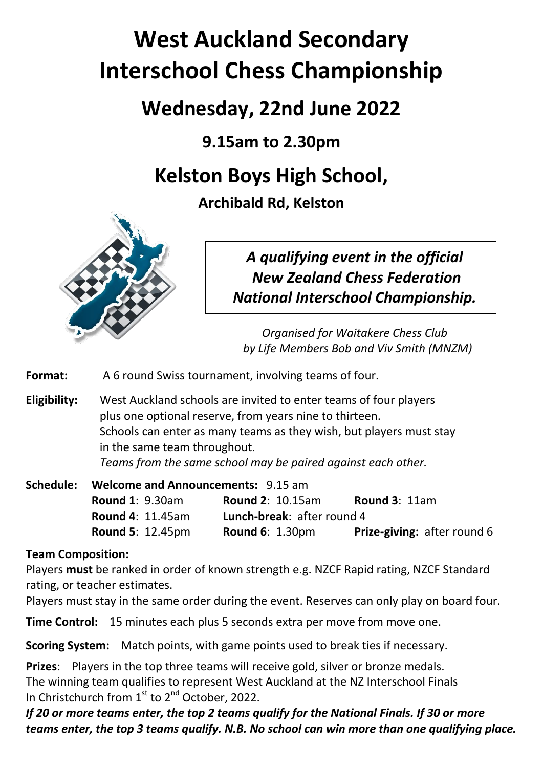# West Auckland Secondary Interschool Chess Championship

## Wednesday, 22nd June 2022

### 9.15am to 2.30pm

## Kelston Boys High School,

### Archibald Rd, Kelston

***A qualifying event in the official New Zealand Chess Federation National Interschool Championship.***

*Organised for Waitakere Chess Club by Life Members Bob and Viv Smith (MNZM)*

**Format:** A 6 round Swiss tournament, involving teams of four.

**Eligibility:** West Auckland schools are invited to enter teams of four players plus one optional reserve, from years nine to thirteen.
Schools can enter as many teams as they wish, but players must stay in the same team throughout.
*Teams from the same school may be paired against each other.*

**Schedule:** **Welcome and Announcements:** 9.15 am

| | | |
|---|---|---|
| **Round 1**: 9.30am | **Round 2**: 10.15am | **Round 3**: 11am |
| **Round 4**: 11.45am | **Lunch-break**: after round 4 | |
| **Round 5**: 12.45pm | **Round 6**: 1.30pm | **Prize-giving:** after round 6 |

**Team Composition:**
Players **must** be ranked in order of known strength e.g. NZCF Rapid rating, NZCF Standard rating, or teacher estimates.
Players must stay in the same order during the event. Reserves can only play on board four.

**Time Control:** 15 minutes each plus 5 seconds extra per move from move one.

**Scoring System:** Match points, with game points used to break ties if necessary.

**Prizes**: Players in the top three teams will receive gold, silver or bronze medals.
The winning team qualifies to represent West Auckland at the NZ Interschool Finals In Christchurch from 1st to 2nd October, 2022.

***If 20 or more teams enter, the top 2 teams qualify for the National Finals. If 30 or more teams enter, the top 3 teams qualify. N.B. No school can win more than one qualifying place.***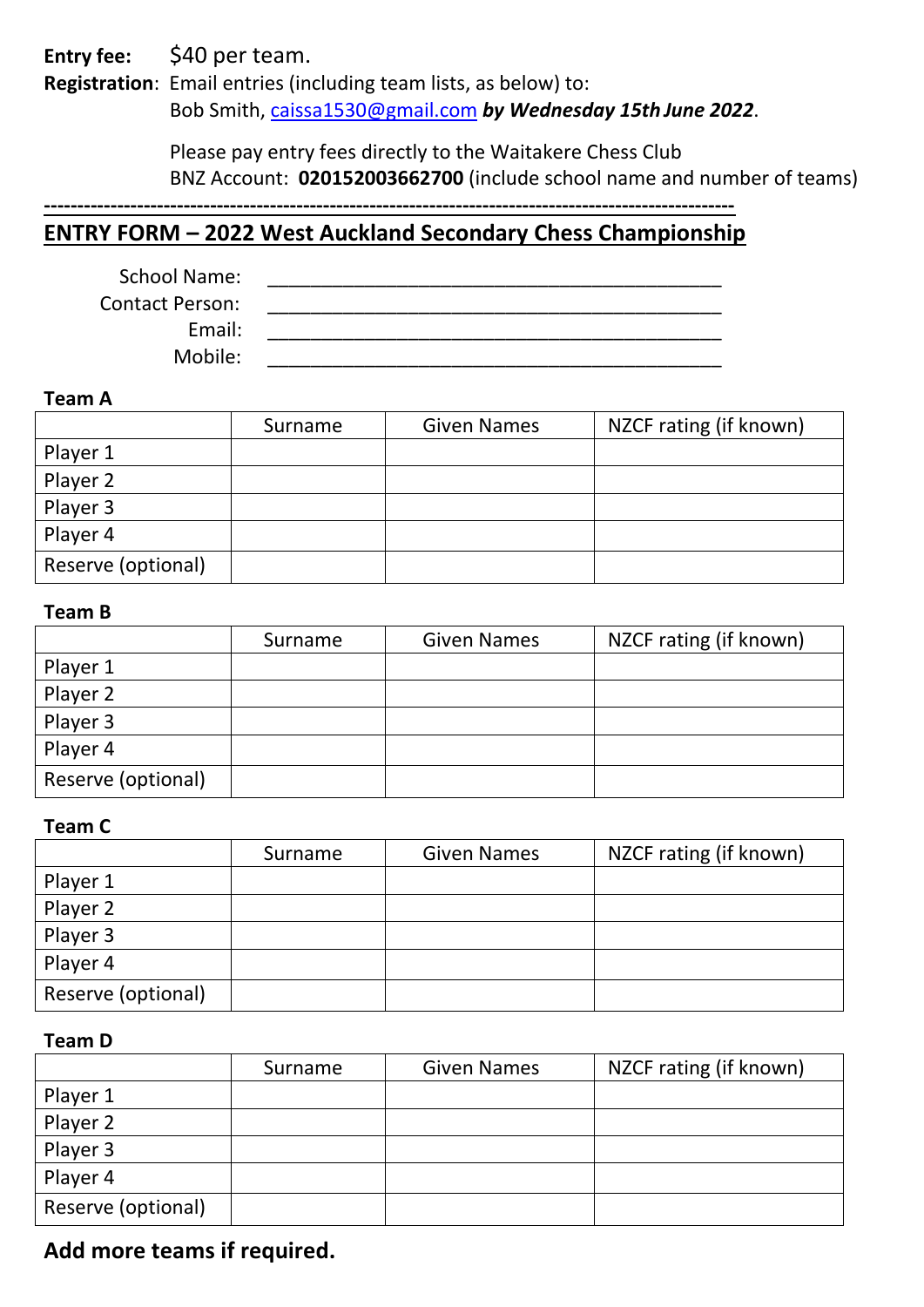**Entry fee:** $40 per team.

**Registration**: Email entries (including team lists, as below) to:
Bob Smith, caissa1530@gmail.com ***by Wednesday 15th June 2022***.

Please pay entry fees directly to the Waitakere Chess Club
BNZ Account: **020152003662700** (include school name and number of teams)

---

## ENTRY FORM – 2022 West Auckland Secondary Chess Championship

School Name: \_\_\_\_\_\_\_\_\_\_\_\_\_\_\_\_\_\_\_\_\_\_\_\_\_\_\_\_\_\_\_\_\_\_\_\_\_\_\_\_\_\_\_\_

Contact Person: \_\_\_\_\_\_\_\_\_\_\_\_\_\_\_\_\_\_\_\_\_\_\_\_\_\_\_\_\_\_\_\_\_\_\_\_\_\_\_\_\_\_\_\_

Email: \_\_\_\_\_\_\_\_\_\_\_\_\_\_\_\_\_\_\_\_\_\_\_\_\_\_\_\_\_\_\_\_\_\_\_\_\_\_\_\_\_\_\_\_

Mobile: \_\_\_\_\_\_\_\_\_\_\_\_\_\_\_\_\_\_\_\_\_\_\_\_\_\_\_\_\_\_\_\_\_\_\_\_\_\_\_\_\_\_\_\_

**Team A**

| | Surname | Given Names | NZCF rating (if known) |
|---|---|---|---|
| Player 1 | | | |
| Player 2 | | | |
| Player 3 | | | |
| Player 4 | | | |
| Reserve (optional) | | | |

**Team B**

| | Surname | Given Names | NZCF rating (if known) |
|---|---|---|---|
| Player 1 | | | |
| Player 2 | | | |
| Player 3 | | | |
| Player 4 | | | |
| Reserve (optional) | | | |

**Team C**

| | Surname | Given Names | NZCF rating (if known) |
|---|---|---|---|
| Player 1 | | | |
| Player 2 | | | |
| Player 3 | | | |
| Player 4 | | | |
| Reserve (optional) | | | |

**Team D**

| | Surname | Given Names | NZCF rating (if known) |
|---|---|---|---|
| Player 1 | | | |
| Player 2 | | | |
| Player 3 | | | |
| Player 4 | | | |
| Reserve (optional) | | | |

**Add more teams if required.**